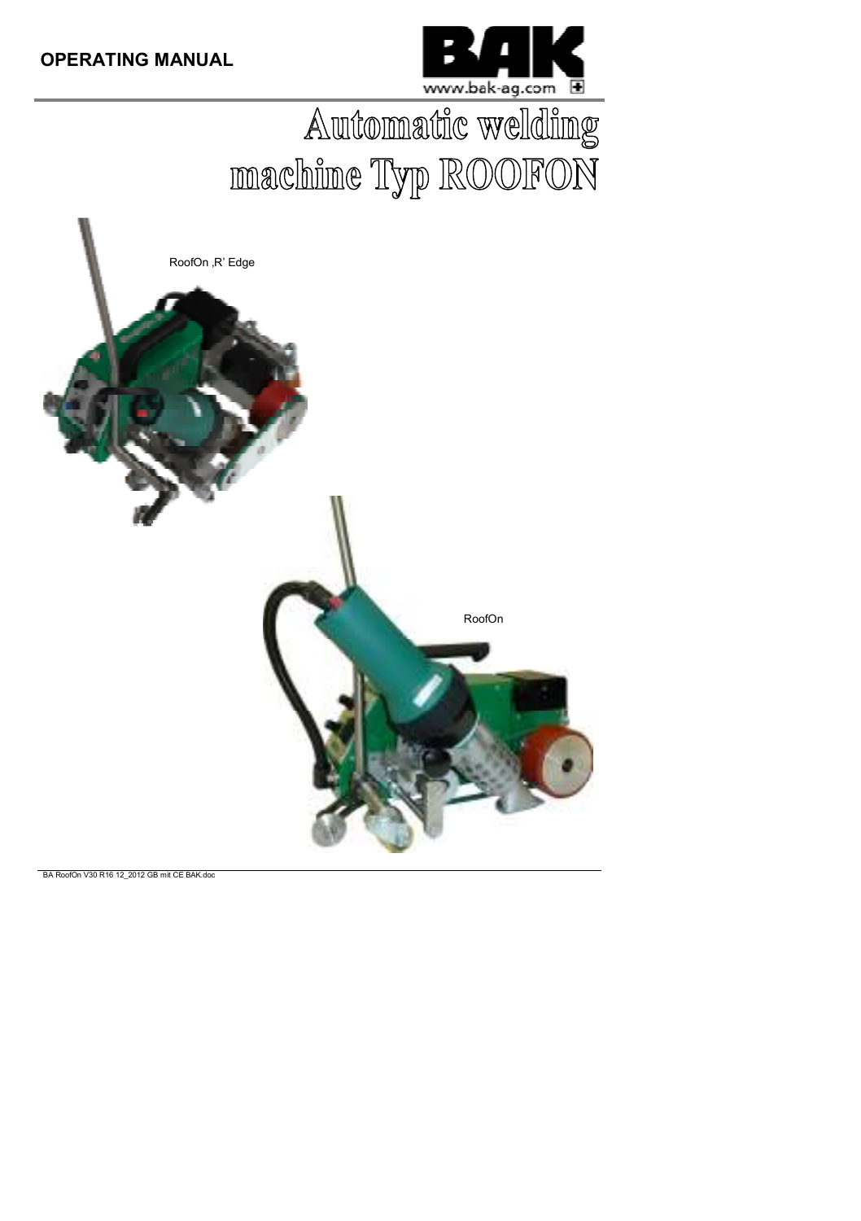**OPERATING MANUAL**

www.bak-ag.com

# Automatic welding machine Typ ROOFON

RoofOn ,R' Edge

RoofOn

BA RoofOn V30 R16 12_2012 GB mit CE BAK.doc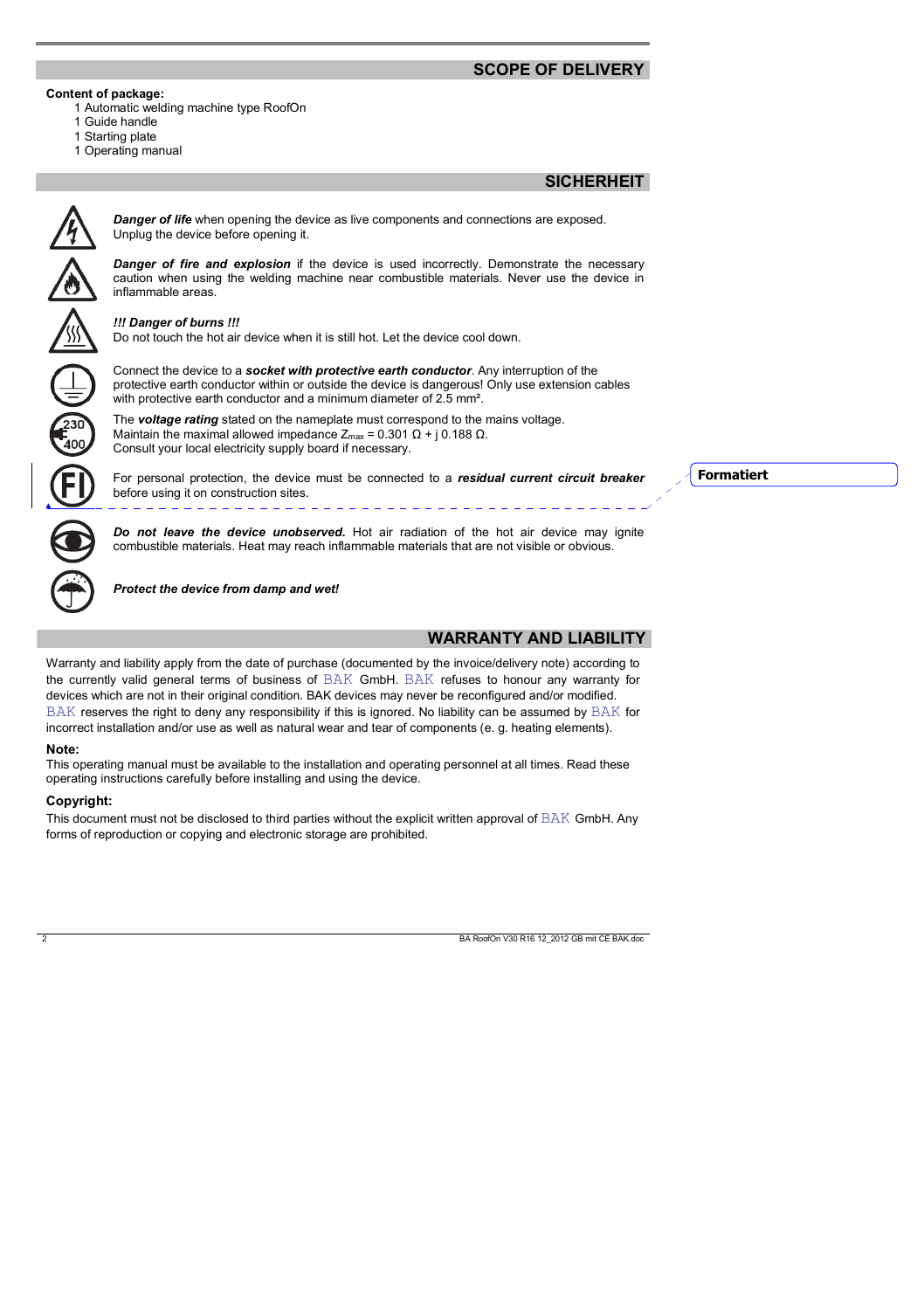## SCOPE OF DELIVERY

**Content of package:**

1 Automatic welding machine type RoofOn
1 Guide handle
1 Starting plate
1 Operating manual

## SICHERHEIT

***Danger of life*** when opening the device as live components and connections are exposed. Unplug the device before opening it.

***Danger of fire and explosion*** if the device is used incorrectly. Demonstrate the necessary caution when using the welding machine near combustible materials. Never use the device in inflammable areas.

***!!! Danger of burns !!!***
Do not touch the hot air device when it is still hot. Let the device cool down.

Connect the device to a ***socket with protective earth conductor***. Any interruption of the protective earth conductor within or outside the device is dangerous! Only use extension cables with protective earth conductor and a minimum diameter of 2.5 mm².

The ***voltage rating*** stated on the nameplate must correspond to the mains voltage.
Maintain the maximal allowed impedance $Z_{max}$ = 0.301 Ω + j 0.188 Ω.
Consult your local electricity supply board if necessary.

For personal protection, the device must be connected to a ***residual current circuit breaker*** before using it on construction sites.

***Do not leave the device unobserved.*** Hot air radiation of the hot air device may ignite combustible materials. Heat may reach inflammable materials that are not visible or obvious.

***Protect the device from damp and wet!***

## WARRANTY AND LIABILITY

Warranty and liability apply from the date of purchase (documented by the invoice/delivery note) according to the currently valid general terms of business of BAK GmbH. BAK refuses to honour any warranty for devices which are not in their original condition. BAK devices may never be reconfigured and/or modified. BAK reserves the right to deny any responsibility if this is ignored. No liability can be assumed by BAK for incorrect installation and/or use as well as natural wear and tear of components (e. g. heating elements).

**Note:**

This operating manual must be available to the installation and operating personnel at all times. Read these operating instructions carefully before installing and using the device.

**Copyright:**

This document must not be disclosed to third parties without the explicit written approval of BAK GmbH. Any forms of reproduction or copying and electronic storage are prohibited.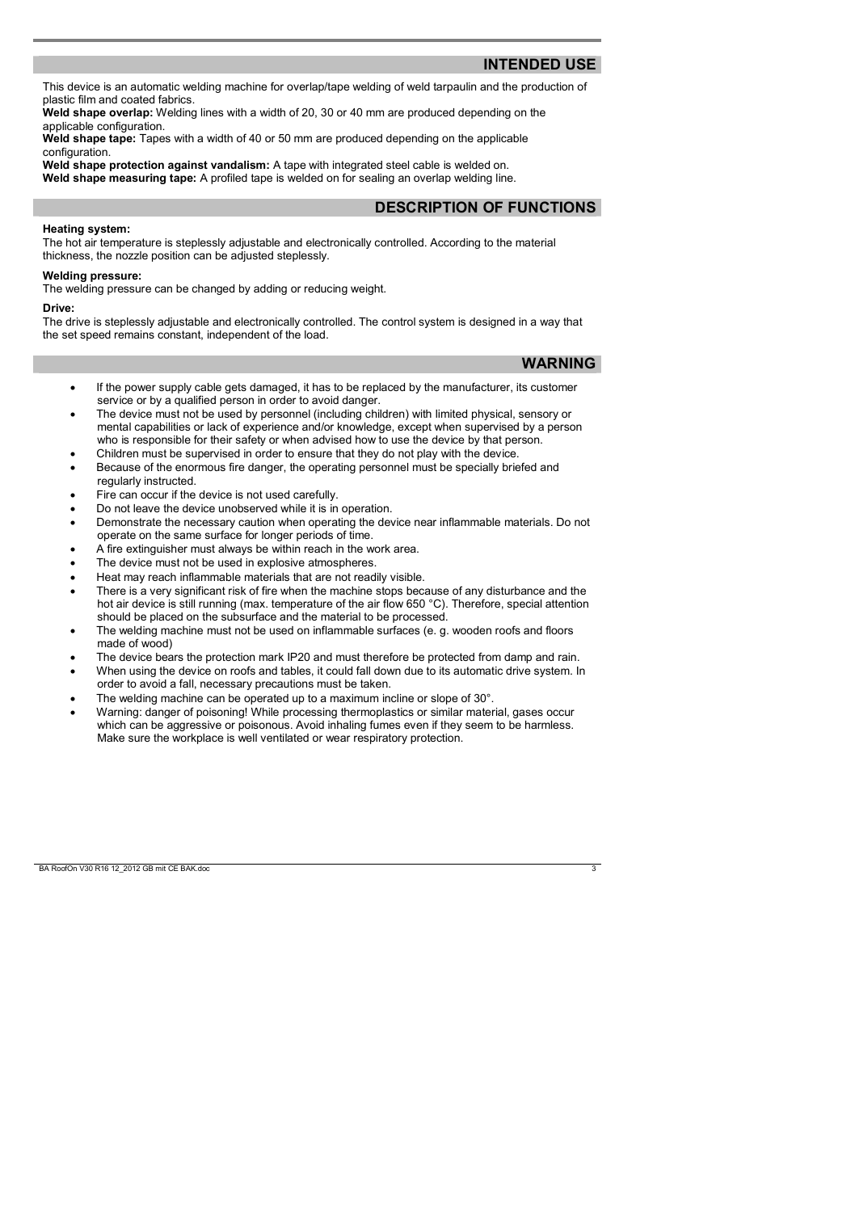## INTENDED USE

This device is an automatic welding machine for overlap/tape welding of weld tarpaulin and the production of plastic film and coated fabrics.

**Weld shape overlap:** Welding lines with a width of 20, 30 or 40 mm are produced depending on the applicable configuration.

**Weld shape tape:** Tapes with a width of 40 or 50 mm are produced depending on the applicable configuration.

**Weld shape protection against vandalism:** A tape with integrated steel cable is welded on.

**Weld shape measuring tape:** A profiled tape is welded on for sealing an overlap welding line.

## DESCRIPTION OF FUNCTIONS

**Heating system:**

The hot air temperature is steplessly adjustable and electronically controlled. According to the material thickness, the nozzle position can be adjusted steplessly.

**Welding pressure:**

The welding pressure can be changed by adding or reducing weight.

**Drive:**

The drive is steplessly adjustable and electronically controlled. The control system is designed in a way that the set speed remains constant, independent of the load.

## WARNING

- If the power supply cable gets damaged, it has to be replaced by the manufacturer, its customer service or by a qualified person in order to avoid danger.
- The device must not be used by personnel (including children) with limited physical, sensory or mental capabilities or lack of experience and/or knowledge, except when supervised by a person who is responsible for their safety or when advised how to use the device by that person.
- Children must be supervised in order to ensure that they do not play with the device.
- Because of the enormous fire danger, the operating personnel must be specially briefed and regularly instructed.
- Fire can occur if the device is not used carefully.
- Do not leave the device unobserved while it is in operation.
- Demonstrate the necessary caution when operating the device near inflammable materials. Do not operate on the same surface for longer periods of time.
- A fire extinguisher must always be within reach in the work area.
- The device must not be used in explosive atmospheres.
- Heat may reach inflammable materials that are not readily visible.
- There is a very significant risk of fire when the machine stops because of any disturbance and the hot air device is still running (max. temperature of the air flow 650 °C). Therefore, special attention should be placed on the subsurface and the material to be processed.
- The welding machine must not be used on inflammable surfaces (e. g. wooden roofs and floors made of wood)
- The device bears the protection mark IP20 and must therefore be protected from damp and rain.
- When using the device on roofs and tables, it could fall down due to its automatic drive system. In order to avoid a fall, necessary precautions must be taken.
- The welding machine can be operated up to a maximum incline or slope of 30°.
- Warning: danger of poisoning! While processing thermoplastics or similar material, gases occur which can be aggressive or poisonous. Avoid inhaling fumes even if they seem to be harmless. Make sure the workplace is well ventilated or wear respiratory protection.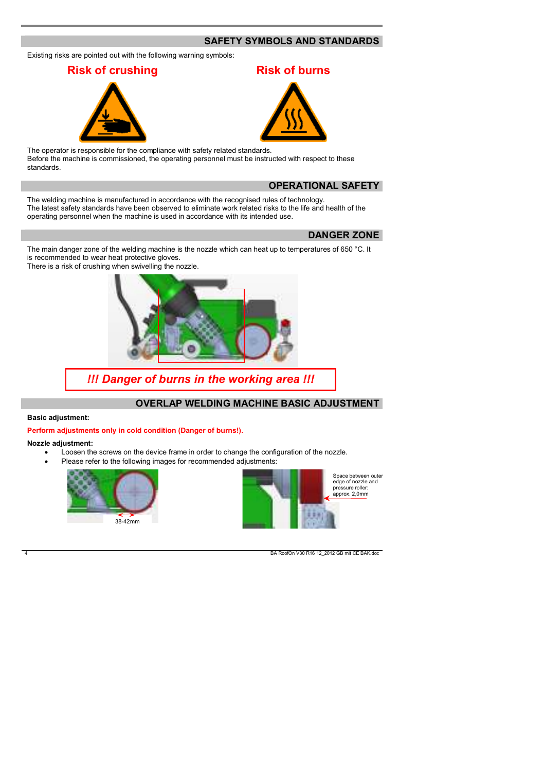## SAFETY SYMBOLS AND STANDARDS

Existing risks are pointed out with the following warning symbols:

**Risk of crushing**

**Risk of burns**

The operator is responsible for the compliance with safety related standards.
Before the machine is commissioned, the operating personnel must be instructed with respect to these standards.

## OPERATIONAL SAFETY

The welding machine is manufactured in accordance with the recognised rules of technology.
The latest safety standards have been observed to eliminate work related risks to the life and health of the operating personnel when the machine is used in accordance with its intended use.

## DANGER ZONE

The main danger zone of the welding machine is the nozzle which can heat up to temperatures of 650 °C. It is recommended to wear heat protective gloves.
There is a risk of crushing when swivelling the nozzle.

***!!! Danger of burns in the working area !!!***

## OVERLAP WELDING MACHINE BASIC ADJUSTMENT

**Basic adjustment:**

**Perform adjustments only in cold condition (Danger of burns!).**

**Nozzle adjustment:**

- Loosen the screws on the device frame in order to change the configuration of the nozzle.
- Please refer to the following images for recommended adjustments:

38-42mm

Space between outer edge of nozzle and pressure roller: approx. 2,0mm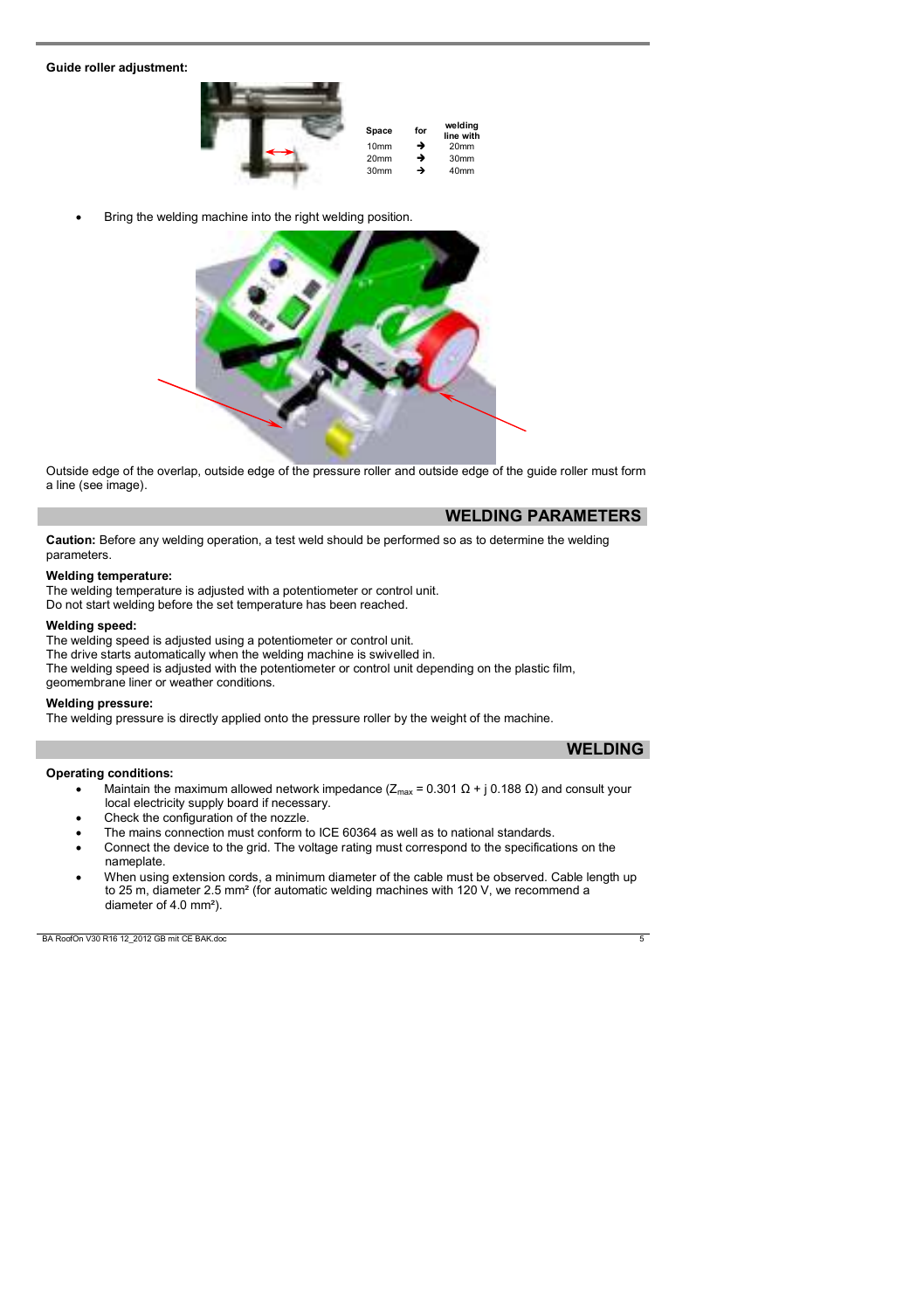**Guide roller adjustment:**

| Space | for | welding line with |
|---|---|---|
| 10mm | ➔ | 20mm |
| 20mm | ➔ | 30mm |
| 30mm | ➔ | 40mm |

- Bring the welding machine into the right welding position.

Outside edge of the overlap, outside edge of the pressure roller and outside edge of the guide roller must form a line (see image).

## WELDING PARAMETERS

**Caution:** Before any welding operation, a test weld should be performed so as to determine the welding parameters.

**Welding temperature:**
The welding temperature is adjusted with a potentiometer or control unit.
Do not start welding before the set temperature has been reached.

**Welding speed:**
The welding speed is adjusted using a potentiometer or control unit.
The drive starts automatically when the welding machine is swivelled in.
The welding speed is adjusted with the potentiometer or control unit depending on the plastic film, geomembrane liner or weather conditions.

**Welding pressure:**
The welding pressure is directly applied onto the pressure roller by the weight of the machine.

## WELDING

**Operating conditions:**

- Maintain the maximum allowed network impedance ($Z_{max}$ = 0.301 Ω + j 0.188 Ω) and consult your local electricity supply board if necessary.
- Check the configuration of the nozzle.
- The mains connection must conform to ICE 60364 as well as to national standards.
- Connect the device to the grid. The voltage rating must correspond to the specifications on the nameplate.
- When using extension cords, a minimum diameter of the cable must be observed. Cable length up to 25 m, diameter 2.5 mm² (for automatic welding machines with 120 V, we recommend a diameter of 4.0 mm²).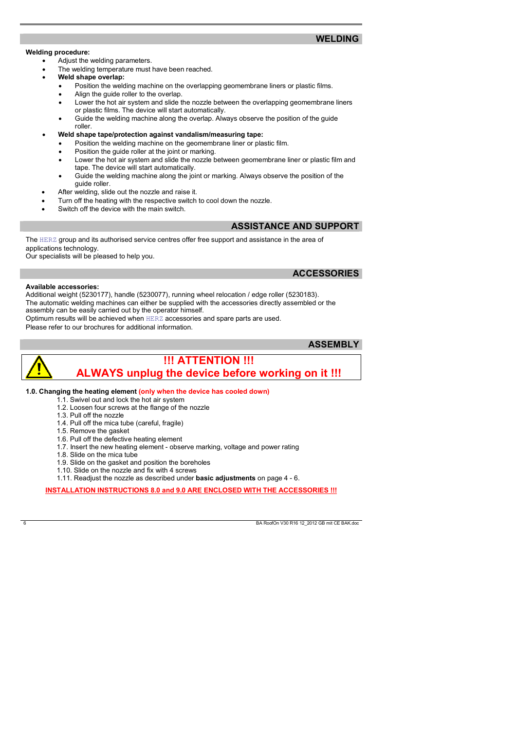## WELDING

**Welding procedure:**

- Adjust the welding parameters.
- The welding temperature must have been reached.
- **Weld shape overlap:**
  - Position the welding machine on the overlapping geomembrane liners or plastic films.
  - Align the guide roller to the overlap.
  - Lower the hot air system and slide the nozzle between the overlapping geomembrane liners or plastic films. The device will start automatically.
  - Guide the welding machine along the overlap. Always observe the position of the guide roller.
- **Weld shape tape/protection against vandalism/measuring tape:**
  - Position the welding machine on the geomembrane liner or plastic film.
  - Position the guide roller at the joint or marking.
  - Lower the hot air system and slide the nozzle between geomembrane liner or plastic film and tape. The device will start automatically.
  - Guide the welding machine along the joint or marking. Always observe the position of the guide roller.
- After welding, slide out the nozzle and raise it.
- Turn off the heating with the respective switch to cool down the nozzle.
- Switch off the device with the main switch.

## ASSISTANCE AND SUPPORT

The HERZ group and its authorised service centres offer free support and assistance in the area of applications technology.
Our specialists will be pleased to help you.

## ACCESSORIES

**Available accessories:**
Additional weight (5230177), handle (5230077), running wheel relocation / edge roller (5230183).
The automatic welding machines can either be supplied with the accessories directly assembled or the assembly can be easily carried out by the operator himself.
Optimum results will be achieved when HERZ accessories and spare parts are used.
Please refer to our brochures for additional information.

## ASSEMBLY

**!!! ATTENTION !!!**
**ALWAYS unplug the device before working on it !!!**

**1.0. Changing the heating element (only when the device has cooled down)**

1.1. Swivel out and lock the hot air system
1.2. Loosen four screws at the flange of the nozzle
1.3. Pull off the nozzle
1.4. Pull off the mica tube (careful, fragile)
1.5. Remove the gasket
1.6. Pull off the defective heating element
1.7. Insert the new heating element - observe marking, voltage and power rating
1.8. Slide on the mica tube
1.9. Slide on the gasket and position the boreholes
1.10. Slide on the nozzle and fix with 4 screws
1.11. Readjust the nozzle as described under **basic adjustments** on page 4 - 6.

**INSTALLATION INSTRUCTIONS 8.0 and 9.0 ARE ENCLOSED WITH THE ACCESSORIES !!!**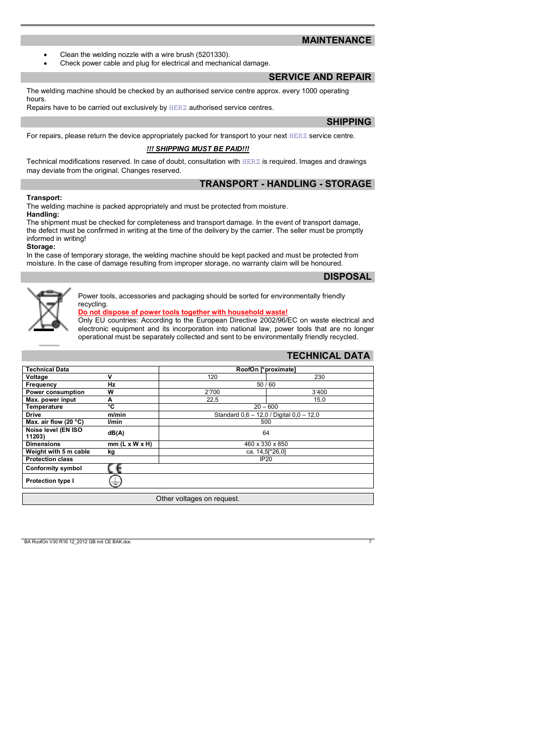## MAINTENANCE

- Clean the welding nozzle with a wire brush (5201330).
- Check power cable and plug for electrical and mechanical damage.

## SERVICE AND REPAIR

The welding machine should be checked by an authorised service centre approx. every 1000 operating hours.
Repairs have to be carried out exclusively by HERZ authorised service centres.

## SHIPPING

For repairs, please return the device appropriately packed for transport to your next HERZ service centre.

***!!! SHIPPING MUST BE PAID!!!***

Technical modifications reserved. In case of doubt, consultation with HERZ is required. Images and drawings may deviate from the original. Changes reserved.

## TRANSPORT - HANDLING - STORAGE

**Transport:**
The welding machine is packed appropriately and must be protected from moisture.
**Handling:**
The shipment must be checked for completeness and transport damage. In the event of transport damage, the defect must be confirmed in writing at the time of the delivery by the carrier. The seller must be promptly informed in writing!
**Storage:**
In the case of temporary storage, the welding machine should be kept packed and must be protected from moisture. In the case of damage resulting from improper storage, no warranty claim will be honoured.

## DISPOSAL

Power tools, accessories and packaging should be sorted for environmentally friendly recycling.
**Do not dispose of power tools together with household waste!**
Only EU countries: According to the European Directive 2002/96/EC on waste electrical and electronic equipment and its incorporation into national law, power tools that are no longer operational must be separately collected and sent to be environmentally friendly recycled.

## TECHNICAL DATA

| Technical Data | | RoofOn [*proximate] | |
|---|---|---|---|
| Voltage | V | 120 | 230 |
| Frequency | Hz | 50 / 60 | |
| Power consumption | W | 2'700 | 3'400 |
| Max. power input | A | 22,5 | 15,0 |
| Temperature | °C | 20 – 600 | |
| Drive | m/min | Standard 0,6 – 12,0 / Digital 0,0 – 12,0 | |
| Max. air flow (20 °C) | l/min | 500 | |
| Noise level (EN ISO 11203) | dB(A) | 64 | |
| Dimensions | mm (L x W x H) | 460 x 330 x 850 | |
| Weight with 5 m cable | kg | ca. 14,5[*26,0] | |
| Protection class | | IP20 | |
| Conformity symbol | CE | | |
| Protection type I | ⏚ | | |

Other voltages on request.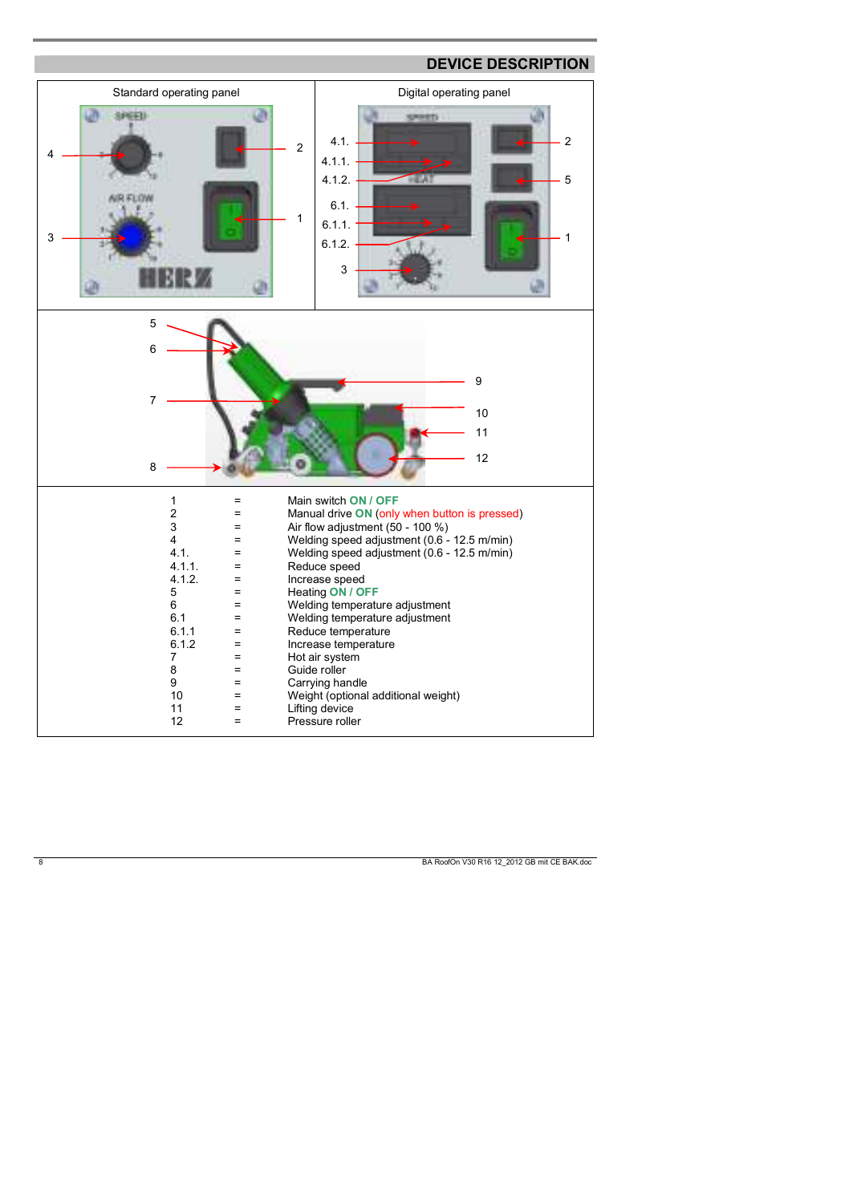## DEVICE DESCRIPTION

| Standard operating panel | Digital operating panel |
| --- | --- |

| No. | | Description |
| --- | --- | --- |
| 1 | = | Main switch ON / OFF |
| 2 | = | Manual drive ON (only when button is pressed) |
| 3 | = | Air flow adjustment (50 - 100 %) |
| 4 | = | Welding speed adjustment (0.6 - 12.5 m/min) |
| 4.1. | = | Welding speed adjustment (0.6 - 12.5 m/min) |
| 4.1.1. | = | Reduce speed |
| 4.1.2. | = | Increase speed |
| 5 | = | Heating ON / OFF |
| 6 | = | Welding temperature adjustment |
| 6.1 | = | Welding temperature adjustment |
| 6.1.1 | = | Reduce temperature |
| 6.1.2 | = | Increase temperature |
| 7 | = | Hot air system |
| 8 | = | Guide roller |
| 9 | = | Carrying handle |
| 10 | = | Weight (optional additional weight) |
| 11 | = | Lifting device |
| 12 | = | Pressure roller |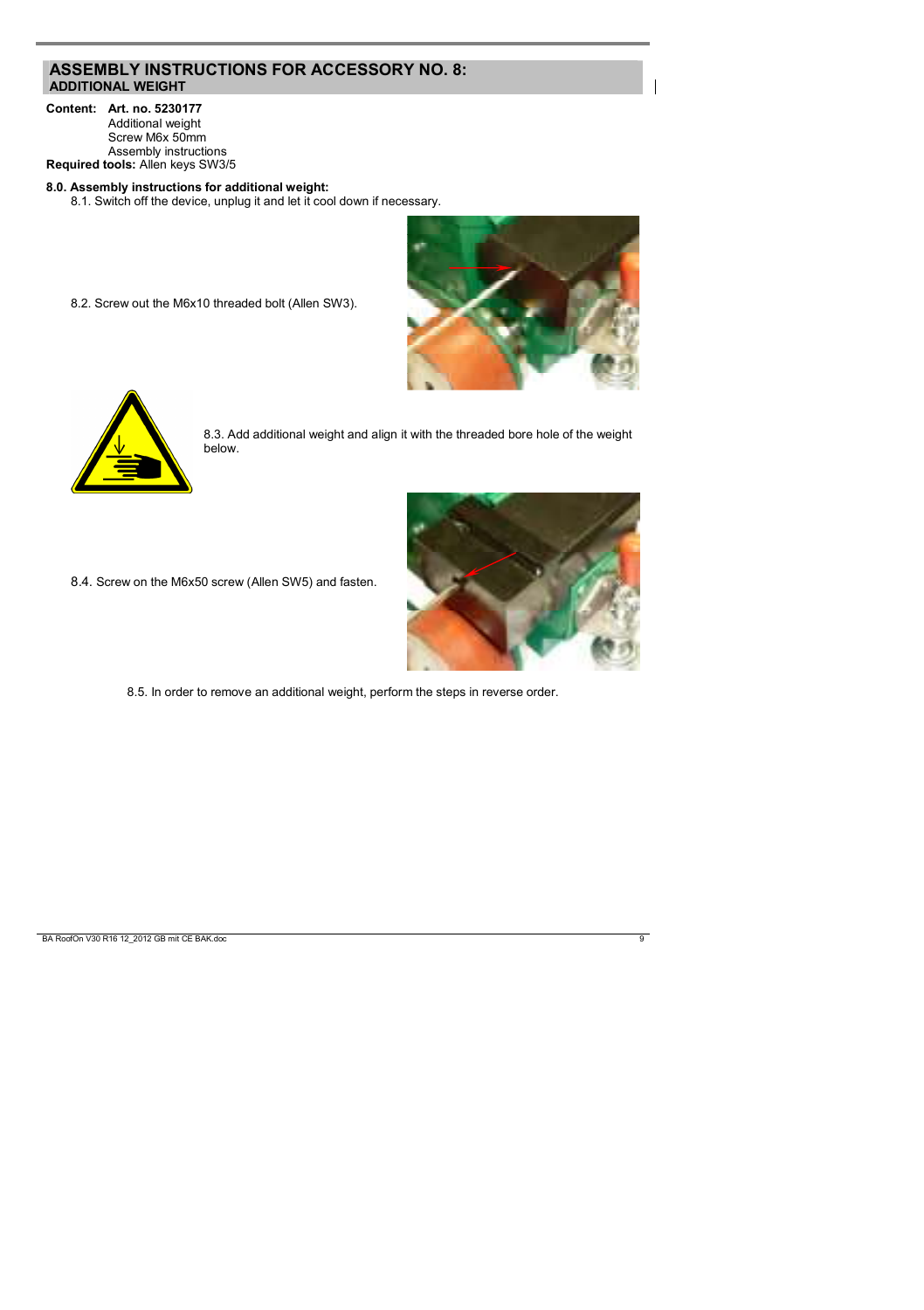## ASSEMBLY INSTRUCTIONS FOR ACCESSORY NO. 8:
### ADDITIONAL WEIGHT

**Content:** **Art. no. 5230177**
Additional weight
Screw M6x 50mm
Assembly instructions

**Required tools:** Allen keys SW3/5

**8.0. Assembly instructions for additional weight:**

8.1. Switch off the device, unplug it and let it cool down if necessary.

8.2. Screw out the M6x10 threaded bolt (Allen SW3).

8.3. Add additional weight and align it with the threaded bore hole of the weight below.

8.4. Screw on the M6x50 screw (Allen SW5) and fasten.

8.5. In order to remove an additional weight, perform the steps in reverse order.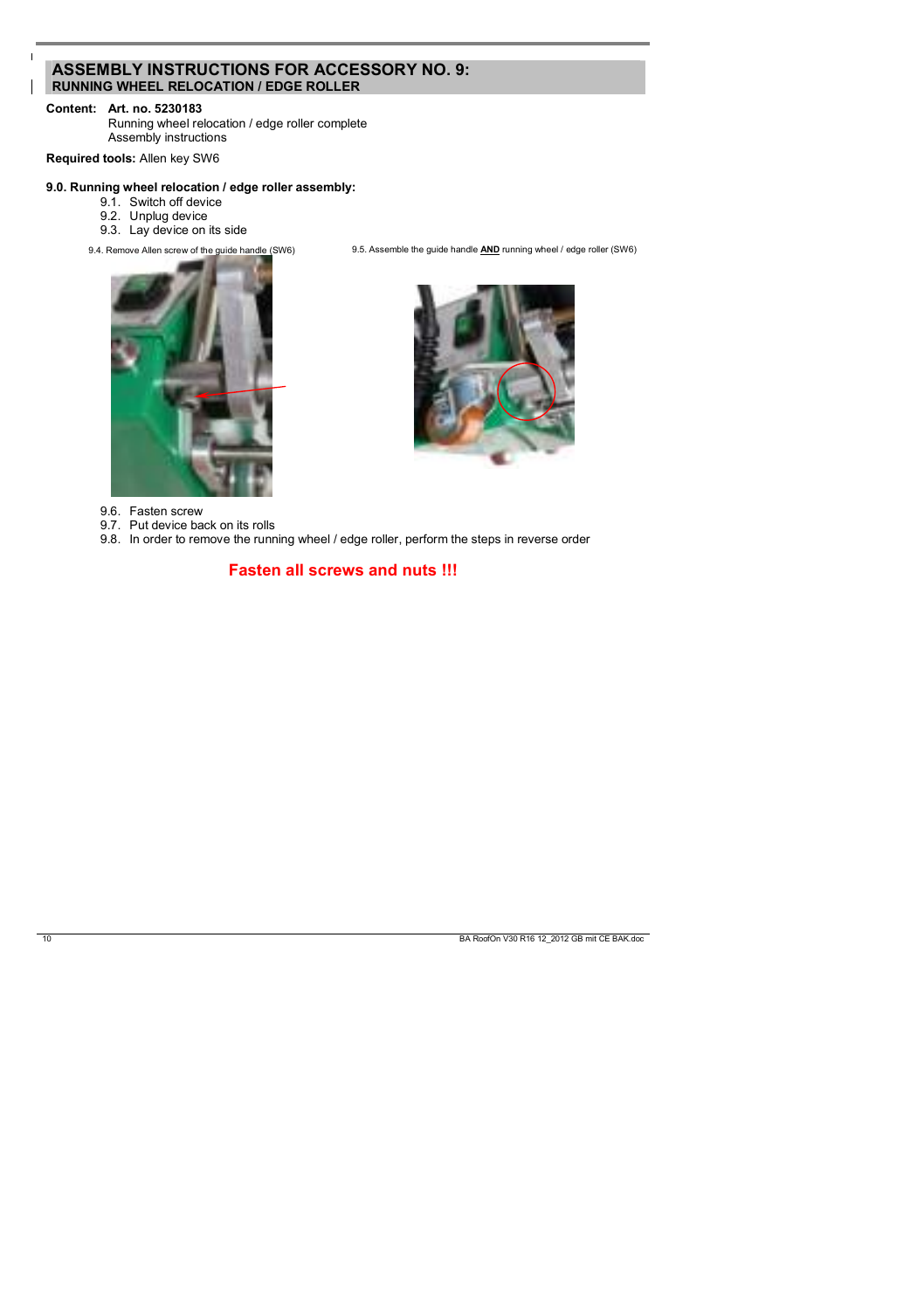# ASSEMBLY INSTRUCTIONS FOR ACCESSORY NO. 9:
## RUNNING WHEEL RELOCATION / EDGE ROLLER

**Content:** **Art. no. 5230183**
Running wheel relocation / edge roller complete
Assembly instructions

**Required tools:** Allen key SW6

**9.0. Running wheel relocation / edge roller assembly:**

9.1. Switch off device
9.2. Unplug device
9.3. Lay device on its side

9.4. Remove Allen screw of the guide handle (SW6)

9.5. Assemble the guide handle **AND** running wheel / edge roller (SW6)

9.6. Fasten screw
9.7. Put device back on its rolls
9.8. In order to remove the running wheel / edge roller, perform the steps in reverse order

**Fasten all screws and nuts !!!**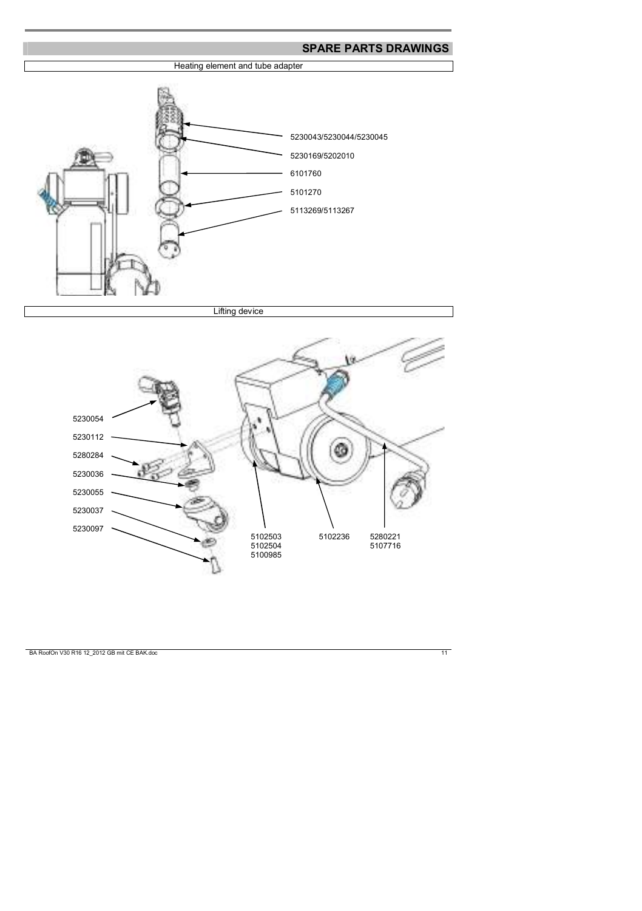## SPARE PARTS DRAWINGS

### Heating element and tube adapter

5230043/5230044/5230045

5230169/5202010

6101760

5101270

5113269/5113267

### Lifting device

5230054

5230112

5280284

5230036

5230055

5230037

5230097

5102503
5102504
5100985

5102236

5280221
5107716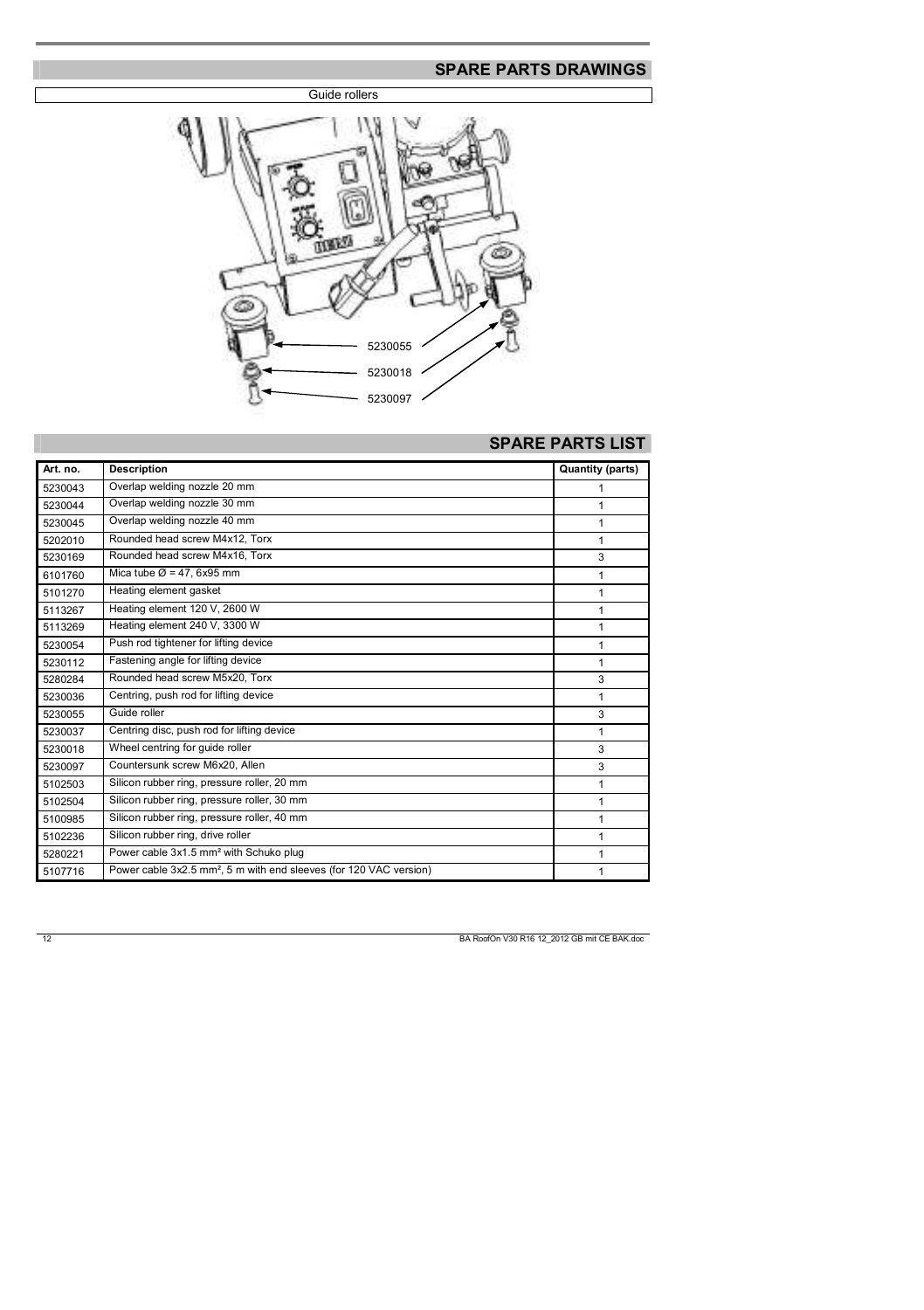## SPARE PARTS DRAWINGS

Guide rollers

5230055

5230018

5230097

## SPARE PARTS LIST

| Art. no. | Description | Quantity (parts) |
|---|---|---|
| 5230043 | Overlap welding nozzle 20 mm | 1 |
| 5230044 | Overlap welding nozzle 30 mm | 1 |
| 5230045 | Overlap welding nozzle 40 mm | 1 |
| 5202010 | Rounded head screw M4x12, Torx | 1 |
| 5230169 | Rounded head screw M4x16, Torx | 3 |
| 6101760 | Mica tube Ø = 47, 6x95 mm | 1 |
| 5101270 | Heating element gasket | 1 |
| 5113267 | Heating element 120 V, 2600 W | 1 |
| 5113269 | Heating element 240 V, 3300 W | 1 |
| 5230054 | Push rod tightener for lifting device | 1 |
| 5230112 | Fastening angle for lifting device | 1 |
| 5280284 | Rounded head screw M5x20, Torx | 3 |
| 5230036 | Centring, push rod for lifting device | 1 |
| 5230055 | Guide roller | 3 |
| 5230037 | Centring disc, push rod for lifting device | 1 |
| 5230018 | Wheel centring for guide roller | 3 |
| 5230097 | Countersunk screw M6x20, Allen | 3 |
| 5102503 | Silicon rubber ring, pressure roller, 20 mm | 1 |
| 5102504 | Silicon rubber ring, pressure roller, 30 mm | 1 |
| 5100985 | Silicon rubber ring, pressure roller, 40 mm | 1 |
| 5102236 | Silicon rubber ring, drive roller | 1 |
| 5280221 | Power cable 3x1.5 mm² with Schuko plug | 1 |
| 5107716 | Power cable 3x2.5 mm², 5 m with end sleeves (for 120 VAC version) | 1 |